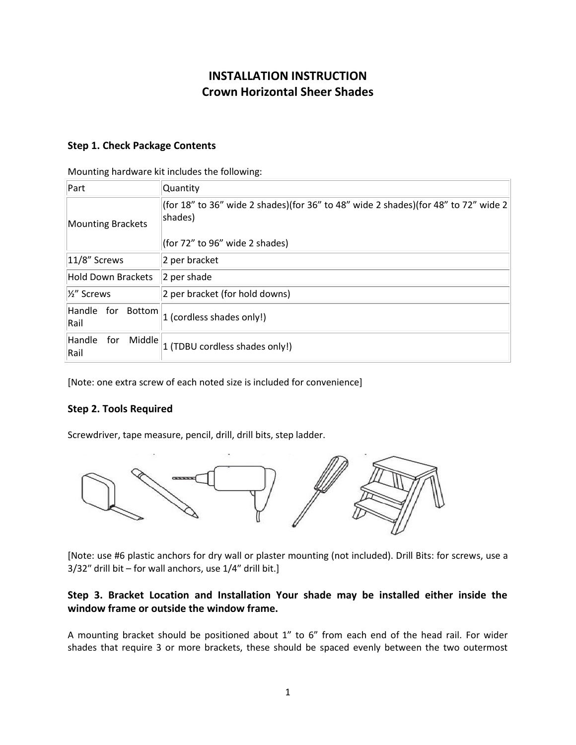# INSTALLATION INSTRUCTION
# Crown Horizontal Sheer Shades

### Step 1. Check Package Contents

Mounting hardware kit includes the following:

| Part | Quantity |
|---|---|
| Mounting Brackets | (for 18” to 36” wide 2 shades)(for 36” to 48” wide 2 shades)(for 48” to 72” wide 2 shades)<br><br>(for 72” to 96” wide 2 shades) |
| 11/8” Screws | 2 per bracket |
| Hold Down Brackets | 2 per shade |
| ½” Screws | 2 per bracket (for hold downs) |
| Handle for Bottom Rail | 1 (cordless shades only!) |
| Handle for Middle Rail | 1 (TDBU cordless shades only!) |

[Note: one extra screw of each noted size is included for convenience]

### Step 2. Tools Required

Screwdriver, tape measure, pencil, drill, drill bits, step ladder.

[Note: use #6 plastic anchors for dry wall or plaster mounting (not included). Drill Bits: for screws, use a 3/32” drill bit – for wall anchors, use 1/4” drill bit.]

### Step 3. Bracket Location and Installation Your shade may be installed either inside the window frame or outside the window frame.

A mounting bracket should be positioned about 1” to 6” from each end of the head rail. For wider shades that require 3 or more brackets, these should be spaced evenly between the two outermost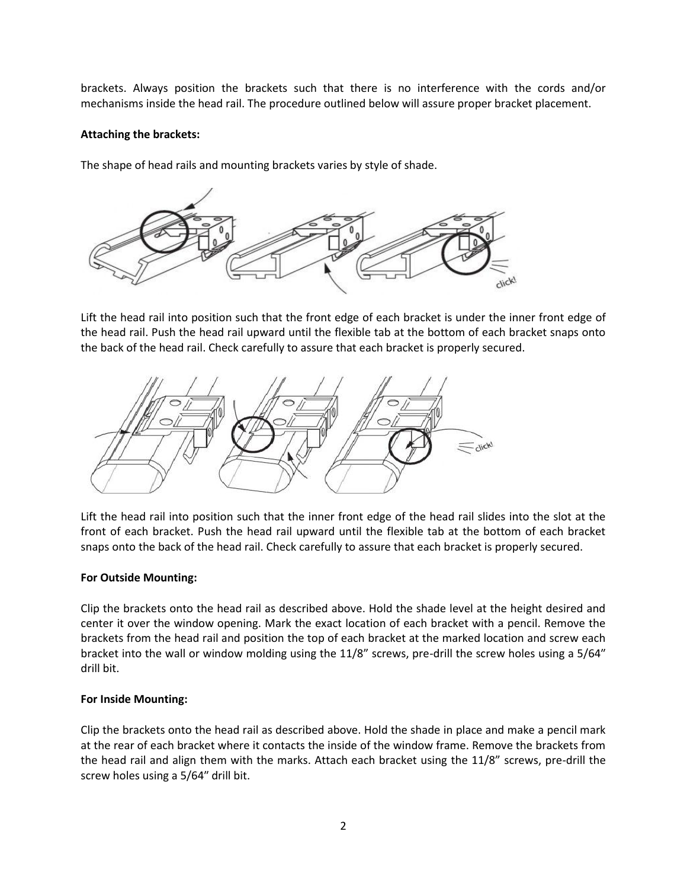brackets. Always position the brackets such that there is no interference with the cords and/or mechanisms inside the head rail. The procedure outlined below will assure proper bracket placement.

**Attaching the brackets:**

The shape of head rails and mounting brackets varies by style of shade.

Lift the head rail into position such that the front edge of each bracket is under the inner front edge of the head rail. Push the head rail upward until the flexible tab at the bottom of each bracket snaps onto the back of the head rail. Check carefully to assure that each bracket is properly secured.

Lift the head rail into position such that the inner front edge of the head rail slides into the slot at the front of each bracket. Push the head rail upward until the flexible tab at the bottom of each bracket snaps onto the back of the head rail. Check carefully to assure that each bracket is properly secured.

**For Outside Mounting:**

Clip the brackets onto the head rail as described above. Hold the shade level at the height desired and center it over the window opening. Mark the exact location of each bracket with a pencil. Remove the brackets from the head rail and position the top of each bracket at the marked location and screw each bracket into the wall or window molding using the 11/8" screws, pre-drill the screw holes using a 5/64" drill bit.

**For Inside Mounting:**

Clip the brackets onto the head rail as described above. Hold the shade in place and make a pencil mark at the rear of each bracket where it contacts the inside of the window frame. Remove the brackets from the head rail and align them with the marks. Attach each bracket using the 11/8" screws, pre-drill the screw holes using a 5/64" drill bit.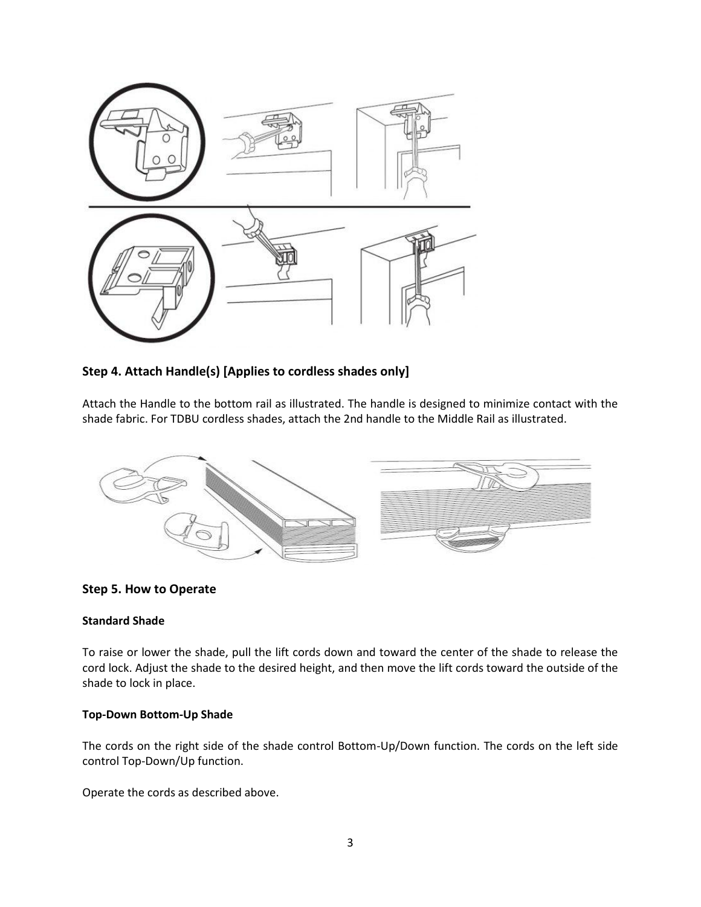### Step 4. Attach Handle(s) [Applies to cordless shades only]

Attach the Handle to the bottom rail as illustrated. The handle is designed to minimize contact with the shade fabric. For TDBU cordless shades, attach the 2nd handle to the Middle Rail as illustrated.

### Step 5. How to Operate

**Standard Shade**

To raise or lower the shade, pull the lift cords down and toward the center of the shade to release the cord lock. Adjust the shade to the desired height, and then move the lift cords toward the outside of the shade to lock in place.

**Top-Down Bottom-Up Shade**

The cords on the right side of the shade control Bottom-Up/Down function. The cords on the left side control Top-Down/Up function.

Operate the cords as described above.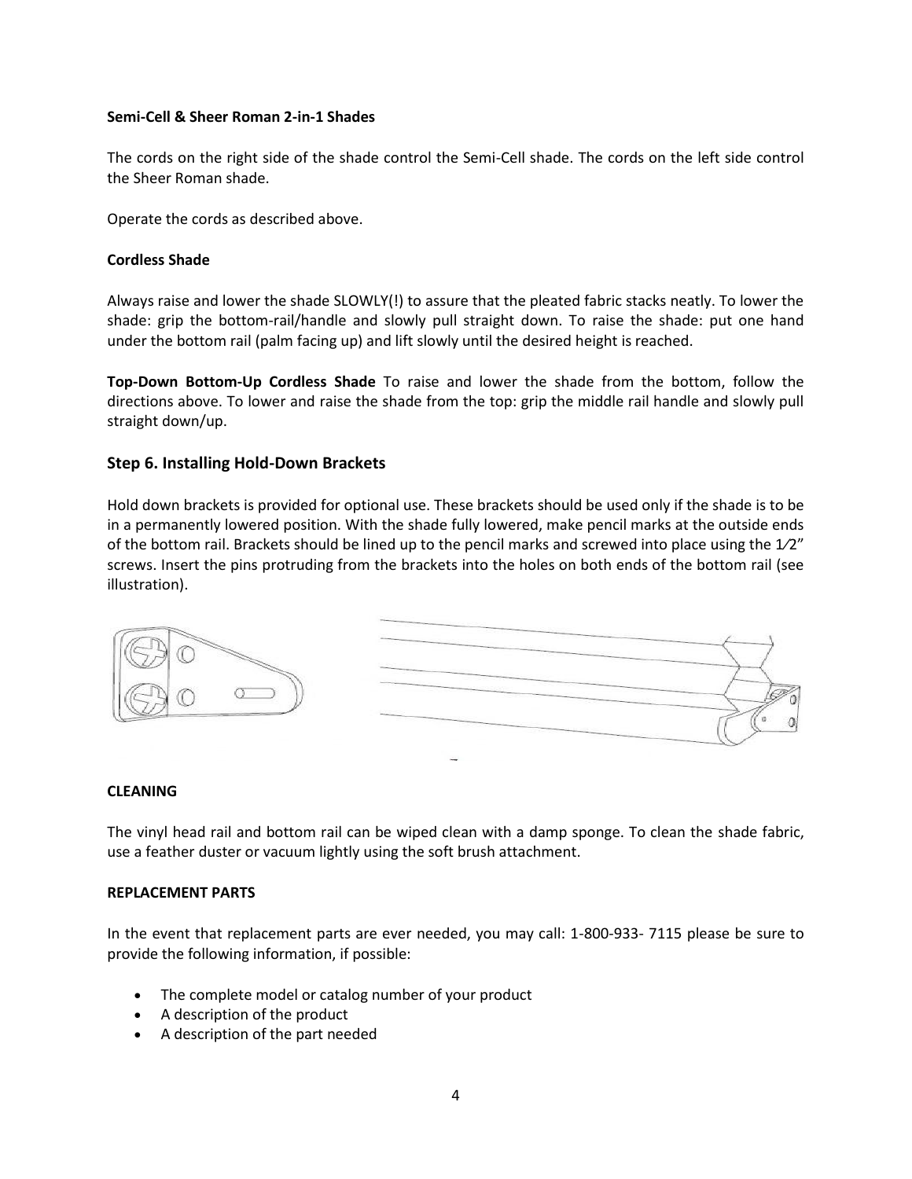**Semi-Cell & Sheer Roman 2-in-1 Shades**

The cords on the right side of the shade control the Semi-Cell shade. The cords on the left side control the Sheer Roman shade.

Operate the cords as described above.

**Cordless Shade**

Always raise and lower the shade SLOWLY(!) to assure that the pleated fabric stacks neatly. To lower the shade: grip the bottom-rail/handle and slowly pull straight down. To raise the shade: put one hand under the bottom rail (palm facing up) and lift slowly until the desired height is reached.

**Top-Down Bottom-Up Cordless Shade** To raise and lower the shade from the bottom, follow the directions above. To lower and raise the shade from the top: grip the middle rail handle and slowly pull straight down/up.

## Step 6. Installing Hold-Down Brackets

Hold down brackets is provided for optional use. These brackets should be used only if the shade is to be in a permanently lowered position. With the shade fully lowered, make pencil marks at the outside ends of the bottom rail. Brackets should be lined up to the pencil marks and screwed into place using the 1⁄2" screws. Insert the pins protruding from the brackets into the holes on both ends of the bottom rail (see illustration).

**CLEANING**

The vinyl head rail and bottom rail can be wiped clean with a damp sponge. To clean the shade fabric, use a feather duster or vacuum lightly using the soft brush attachment.

**REPLACEMENT PARTS**

In the event that replacement parts are ever needed, you may call: 1-800-933- 7115 please be sure to provide the following information, if possible:

- The complete model or catalog number of your product
- A description of the product
- A description of the part needed